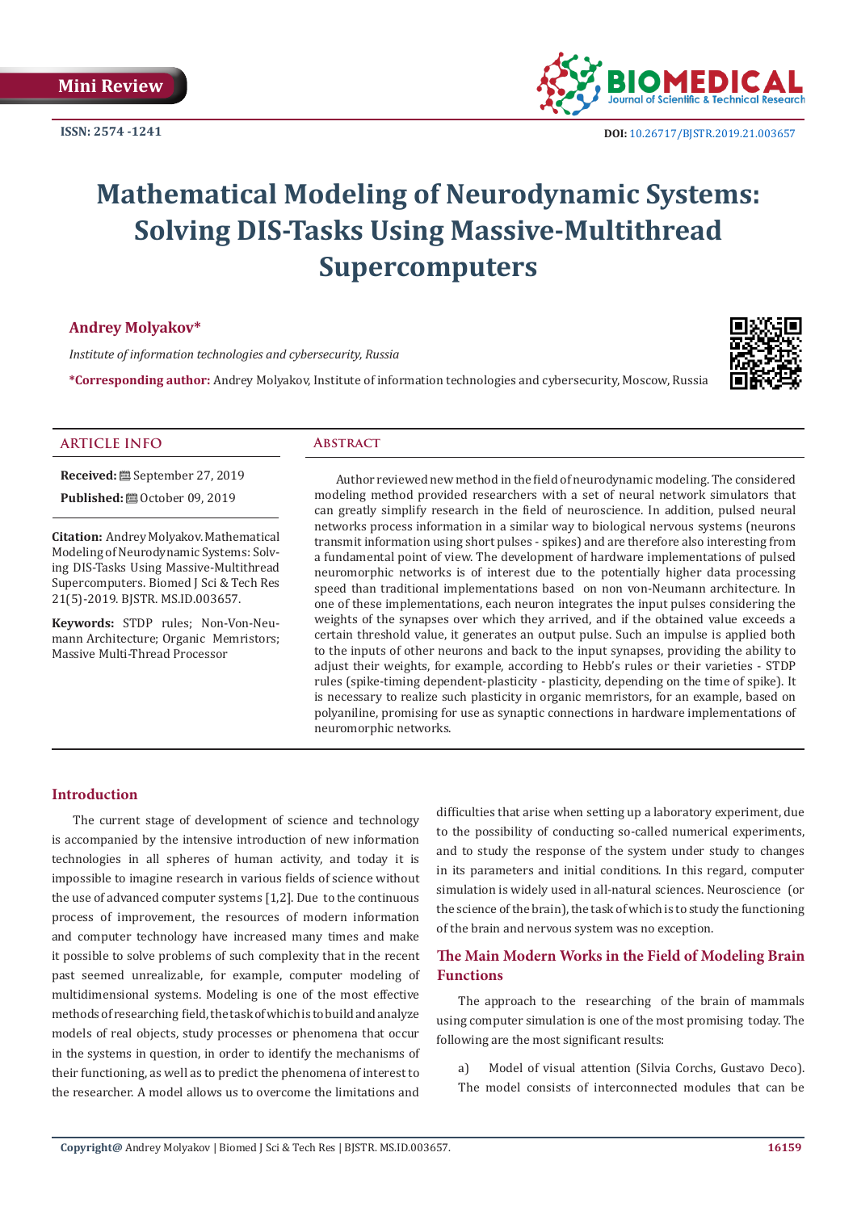Mini Review

ISSN: 2574 -1241

DOI: 10.26717/BJSTR.2019.21.003657

# Mathematical Modeling of Neurodynamic Systems: Solving DIS-Tasks Using Massive-Multithread Supercomputers

**Andrey Molyakov***

*Institute of information technologies and cybersecurity, Russia*

***Corresponding author:** Andrey Molyakov, Institute of information technologies and cybersecurity, Moscow, Russia

## ARTICLE INFO

**Received:** September 27, 2019

**Published:** October 09, 2019

**Citation:** Andrey Molyakov. Mathematical Modeling of Neurodynamic Systems: Solving DIS-Tasks Using Massive-Multithread Supercomputers. Biomed J Sci & Tech Res 21(5)-2019. BJSTR. MS.ID.003657.

**Keywords:** STDP rules; Non-Von-Neumann Architecture; Organic Memristors; Massive Multi-Thread Processor

## Abstract

Author reviewed new method in the field of neurodynamic modeling. The considered modeling method provided researchers with a set of neural network simulators that can greatly simplify research in the field of neuroscience. In addition, pulsed neural networks process information in a similar way to biological nervous systems (neurons transmit information using short pulses - spikes) and are therefore also interesting from a fundamental point of view. The development of hardware implementations of pulsed neuromorphic networks is of interest due to the potentially higher data processing speed than traditional implementations based on non von-Neumann architecture. In one of these implementations, each neuron integrates the input pulses considering the weights of the synapses over which they arrived, and if the obtained value exceeds a certain threshold value, it generates an output pulse. Such an impulse is applied both to the inputs of other neurons and back to the input synapses, providing the ability to adjust their weights, for example, according to Hebb's rules or their varieties - STDP rules (spike-timing dependent-plasticity - plasticity, depending on the time of spike). It is necessary to realize such plasticity in organic memristors, for an example, based on polyaniline, promising for use as synaptic connections in hardware implementations of neuromorphic networks.

## Introduction

The current stage of development of science and technology is accompanied by the intensive introduction of new information technologies in all spheres of human activity, and today it is impossible to imagine research in various fields of science without the use of advanced computer systems [1,2]. Due to the continuous process of improvement, the resources of modern information and computer technology have increased many times and make it possible to solve problems of such complexity that in the recent past seemed unrealizable, for example, computer modeling of multidimensional systems. Modeling is one of the most effective methods of researching field, the task of which is to build and analyze models of real objects, study processes or phenomena that occur in the systems in question, in order to identify the mechanisms of their functioning, as well as to predict the phenomena of interest to the researcher. A model allows us to overcome the limitations and difficulties that arise when setting up a laboratory experiment, due to the possibility of conducting so-called numerical experiments, and to study the response of the system under study to changes in its parameters and initial conditions. In this regard, computer simulation is widely used in all-natural sciences. Neuroscience (or the science of the brain), the task of which is to study the functioning of the brain and nervous system was no exception.

## The Main Modern Works in the Field of Modeling Brain Functions

The approach to the researching of the brain of mammals using computer simulation is one of the most promising today. The following are the most significant results:

a) Model of visual attention (Silvia Corchs, Gustavo Deco). The model consists of interconnected modules that can be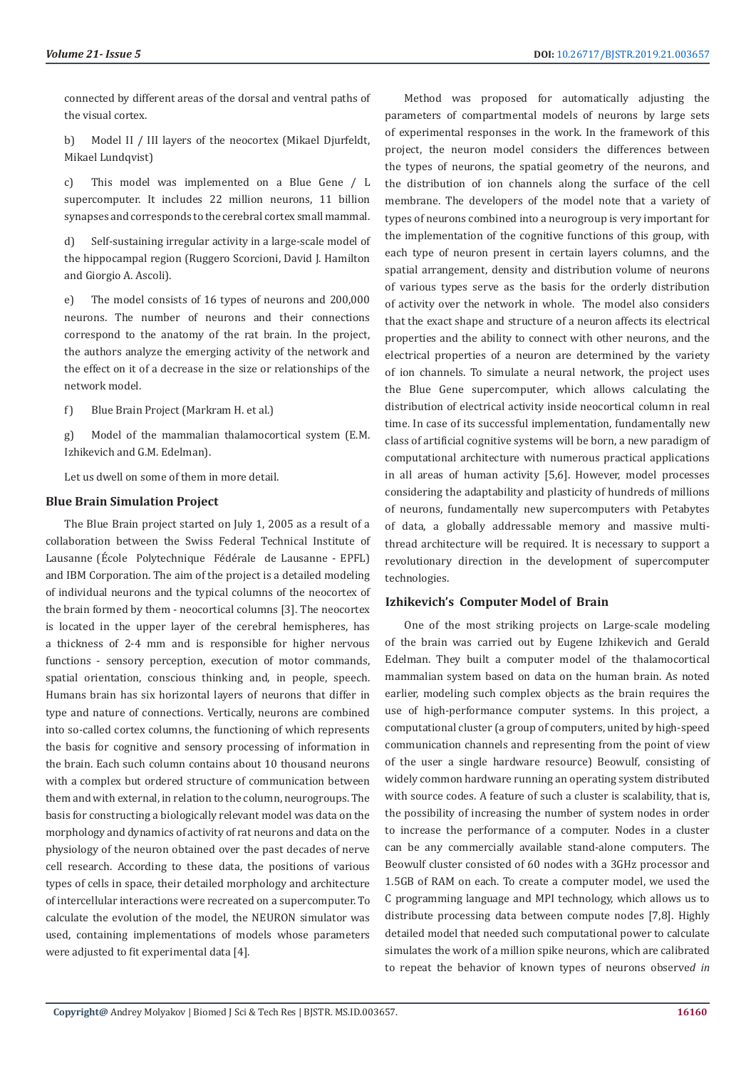connected by different areas of the dorsal and ventral paths of the visual cortex.

b) Model II / III layers of the neocortex (Mikael Djurfeldt, Mikael Lundqvist)

c) This model was implemented on a Blue Gene / L supercomputer. It includes 22 million neurons, 11 billion synapses and corresponds to the cerebral cortex small mammal.

d) Self-sustaining irregular activity in a large-scale model of the hippocampal region (Ruggero Scorcioni, David J. Hamilton and Giorgio A. Ascoli).

e) The model consists of 16 types of neurons and 200,000 neurons. The number of neurons and their connections correspond to the anatomy of the rat brain. In the project, the authors analyze the emerging activity of the network and the effect on it of a decrease in the size or relationships of the network model.

f) Blue Brain Project (Markram H. et al.)

g) Model of the mammalian thalamocortical system (E.M. Izhikevich and G.M. Edelman).

Let us dwell on some of them in more detail.

## Blue Brain Simulation Project

The Blue Brain project started on July 1, 2005 as a result of a collaboration between the Swiss Federal Technical Institute of Lausanne (École Polytechnique Fédérale de Lausanne - EPFL) and IBM Corporation. The aim of the project is a detailed modeling of individual neurons and the typical columns of the neocortex of the brain formed by them - neocortical columns [3]. The neocortex is located in the upper layer of the cerebral hemispheres, has a thickness of 2-4 mm and is responsible for higher nervous functions - sensory perception, execution of motor commands, spatial orientation, conscious thinking and, in people, speech. Humans brain has six horizontal layers of neurons that differ in type and nature of connections. Vertically, neurons are combined into so-called cortex columns, the functioning of which represents the basis for cognitive and sensory processing of information in the brain. Each such column contains about 10 thousand neurons with a complex but ordered structure of communication between them and with external, in relation to the column, neurogroups. The basis for constructing a biologically relevant model was data on the morphology and dynamics of activity of rat neurons and data on the physiology of the neuron obtained over the past decades of nerve cell research. According to these data, the positions of various types of cells in space, their detailed morphology and architecture of intercellular interactions were recreated on a supercomputer. To calculate the evolution of the model, the NEURON simulator was used, containing implementations of models whose parameters were adjusted to fit experimental data [4].

Method was proposed for automatically adjusting the parameters of compartmental models of neurons by large sets of experimental responses in the work. In the framework of this project, the neuron model considers the differences between the types of neurons, the spatial geometry of the neurons, and the distribution of ion channels along the surface of the cell membrane. The developers of the model note that a variety of types of neurons combined into a neurogroup is very important for the implementation of the cognitive functions of this group, with each type of neuron present in certain layers columns, and the spatial arrangement, density and distribution volume of neurons of various types serve as the basis for the orderly distribution of activity over the network in whole. The model also considers that the exact shape and structure of a neuron affects its electrical properties and the ability to connect with other neurons, and the electrical properties of a neuron are determined by the variety of ion channels. To simulate a neural network, the project uses the Blue Gene supercomputer, which allows calculating the distribution of electrical activity inside neocortical column in real time. In case of its successful implementation, fundamentally new class of artificial cognitive systems will be born, a new paradigm of computational architecture with numerous practical applications in all areas of human activity [5,6]. However, model processes considering the adaptability and plasticity of hundreds of millions of neurons, fundamentally new supercomputers with Petabytes of data, a globally addressable memory and massive multi-thread architecture will be required. It is necessary to support a revolutionary direction in the development of supercomputer technologies.

## Izhikevich's Computer Model of Brain

One of the most striking projects on Large-scale modeling of the brain was carried out by Eugene Izhikevich and Gerald Edelman. They built a computer model of the thalamocortical mammalian system based on data on the human brain. As noted earlier, modeling such complex objects as the brain requires the use of high-performance computer systems. In this project, a computational cluster (a group of computers, united by high-speed communication channels and representing from the point of view of the user a single hardware resource) Beowulf, consisting of widely common hardware running an operating system distributed with source codes. A feature of such a cluster is scalability, that is, the possibility of increasing the number of system nodes in order to increase the performance of a computer. Nodes in a cluster can be any commercially available stand-alone computers. The Beowulf cluster consisted of 60 nodes with a 3GHz processor and 1.5GB of RAM on each. To create a computer model, we used the C programming language and MPI technology, which allows us to distribute processing data between compute nodes [7,8]. Highly detailed model that needed such computational power to calculate simulates the work of a million spike neurons, which are calibrated to repeat the behavior of known types of neurons observe*d in*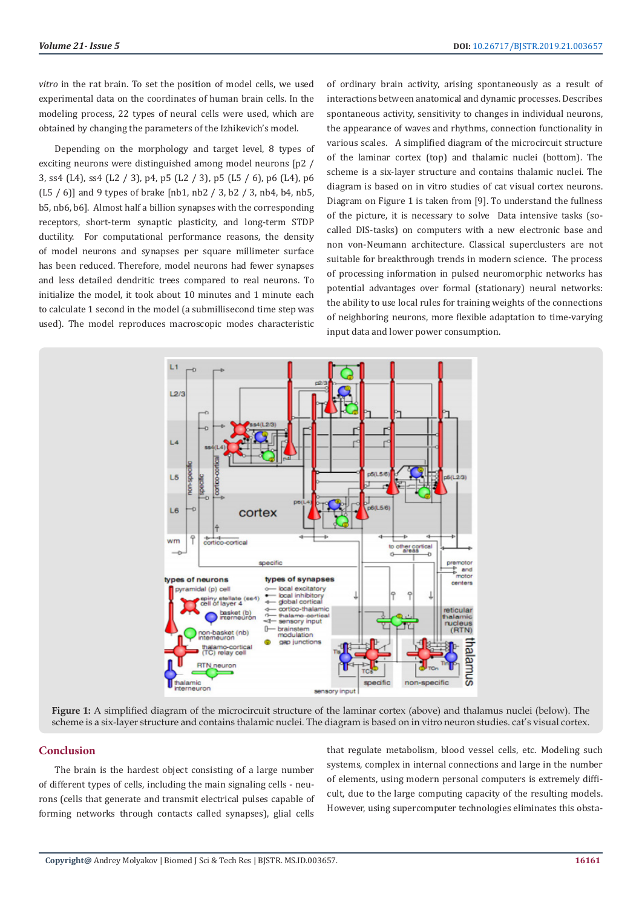*vitro* in the rat brain. To set the position of model cells, we used experimental data on the coordinates of human brain cells. In the modeling process, 22 types of neural cells were used, which are obtained by changing the parameters of the Izhikevich's model.

Depending on the morphology and target level, 8 types of exciting neurons were distinguished among model neurons [p2 / 3, ss4 (L4), ss4 (L2 / 3), p4, p5 (L2 / 3), p5 (L5 / 6), p6 (L4), p6 (L5 / 6)] and 9 types of brake [nb1, nb2 / 3, b2 / 3, nb4, b4, nb5, b5, nb6, b6]. Almost half a billion synapses with the corresponding receptors, short-term synaptic plasticity, and long-term STDP ductility. For computational performance reasons, the density of model neurons and synapses per square millimeter surface has been reduced. Therefore, model neurons had fewer synapses and less detailed dendritic trees compared to real neurons. To initialize the model, it took about 10 minutes and 1 minute each to calculate 1 second in the model (a submillisecond time step was used). The model reproduces macroscopic modes characteristic of ordinary brain activity, arising spontaneously as a result of interactions between anatomical and dynamic processes. Describes spontaneous activity, sensitivity to changes in individual neurons, the appearance of waves and rhythms, connection functionality in various scales. A simplified diagram of the microcircuit structure of the laminar cortex (top) and thalamic nuclei (bottom). The scheme is a six-layer structure and contains thalamic nuclei. The diagram is based on in vitro studies of cat visual cortex neurons. Diagram on Figure 1 is taken from [9]. To understand the fullness of the picture, it is necessary to solve Data intensive tasks (so-called DIS-tasks) on computers with a new electronic base and non von-Neumann architecture. Classical superclusters are not suitable for breakthrough trends in modern science. The process of processing information in pulsed neuromorphic networks has potential advantages over formal (stationary) neural networks: the ability to use local rules for training weights of the connections of neighboring neurons, more flexible adaptation to time-varying input data and lower power consumption.

**Figure 1:** A simplified diagram of the microcircuit structure of the laminar cortex (above) and thalamus nuclei (below). The scheme is a six-layer structure and contains thalamic nuclei. The diagram is based on in vitro neuron studies. cat's visual cortex.

## Conclusion

The brain is the hardest object consisting of a large number of different types of cells, including the main signaling cells - neurons (cells that generate and transmit electrical pulses capable of forming networks through contacts called synapses), glial cells that regulate metabolism, blood vessel cells, etc. Modeling such systems, complex in internal connections and large in the number of elements, using modern personal computers is extremely difficult, due to the large computing capacity of the resulting models. However, using supercomputer technologies eliminates this obsta-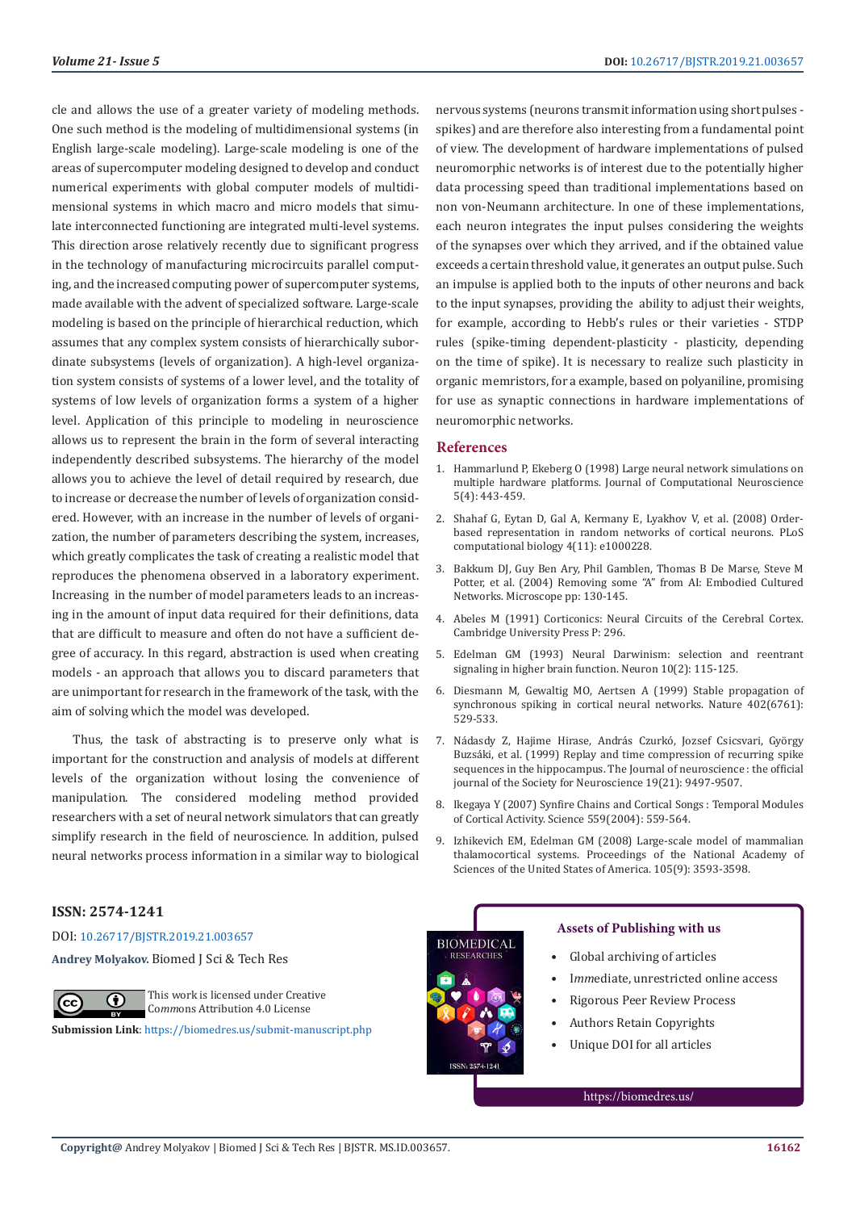cle and allows the use of a greater variety of modeling methods. One such method is the modeling of multidimensional systems (in English large-scale modeling). Large-scale modeling is one of the areas of supercomputer modeling designed to develop and conduct numerical experiments with global computer models of multidimensional systems in which macro and micro models that simulate interconnected functioning are integrated multi-level systems. This direction arose relatively recently due to significant progress in the technology of manufacturing microcircuits parallel computing, and the increased computing power of supercomputer systems, made available with the advent of specialized software. Large-scale modeling is based on the principle of hierarchical reduction, which assumes that any complex system consists of hierarchically subordinate subsystems (levels of organization). A high-level organization system consists of systems of a lower level, and the totality of systems of low levels of organization forms a system of a higher level. Application of this principle to modeling in neuroscience allows us to represent the brain in the form of several interacting independently described subsystems. The hierarchy of the model allows you to achieve the level of detail required by research, due to increase or decrease the number of levels of organization considered. However, with an increase in the number of levels of organization, the number of parameters describing the system, increases, which greatly complicates the task of creating a realistic model that reproduces the phenomena observed in a laboratory experiment. Increasing in the number of model parameters leads to an increasing in the amount of input data required for their definitions, data that are difficult to measure and often do not have a sufficient degree of accuracy. In this regard, abstraction is used when creating models - an approach that allows you to discard parameters that are unimportant for research in the framework of the task, with the aim of solving which the model was developed.

Thus, the task of abstracting is to preserve only what is important for the construction and analysis of models at different levels of the organization without losing the convenience of manipulation. The considered modeling method provided researchers with a set of neural network simulators that can greatly simplify research in the field of neuroscience. In addition, pulsed neural networks process information in a similar way to biological nervous systems (neurons transmit information using short pulses - spikes) and are therefore also interesting from a fundamental point of view. The development of hardware implementations of pulsed neuromorphic networks is of interest due to the potentially higher data processing speed than traditional implementations based on non von-Neumann architecture. In one of these implementations, each neuron integrates the input pulses considering the weights of the synapses over which they arrived, and if the obtained value exceeds a certain threshold value, it generates an output pulse. Such an impulse is applied both to the inputs of other neurons and back to the input synapses, providing the ability to adjust their weights, for example, according to Hebb's rules or their varieties - STDP rules (spike-timing dependent-plasticity - plasticity, depending on the time of spike). It is necessary to realize such plasticity in organic memristors, for a example, based on polyaniline, promising for use as synaptic connections in hardware implementations of neuromorphic networks.

## References

1. Hammarlund P, Ekeberg O (1998) Large neural network simulations on multiple hardware platforms. Journal of Computational Neuroscience 5(4): 443-459.
2. Shahaf G, Eytan D, Gal A, Kermany E, Lyakhov V, et al. (2008) Order-based representation in random networks of cortical neurons. PLoS computational biology 4(11): e1000228.
3. Bakkum DJ, Guy Ben Ary, Phil Gamblen, Thomas B De Marse, Steve M Potter, et al. (2004) Removing some "A" from AI: Embodied Cultured Networks. Microscope pp: 130-145.
4. Abeles M (1991) Corticonics: Neural Circuits of the Cerebral Cortex. Cambridge University Press P: 296.
5. Edelman GM (1993) Neural Darwinism: selection and reentrant signaling in higher brain function. Neuron 10(2): 115-125.
6. Diesmann M, Gewaltig MO, Aertsen A (1999) Stable propagation of synchronous spiking in cortical neural networks. Nature 402(6761): 529-533.
7. Nádasdy Z, Hajime Hirase, András Czurkó, Jozsef Csicsvari, György Buzsáki, et al. (1999) Replay and time compression of recurring spike sequences in the hippocampus. The Journal of neuroscience : the official journal of the Society for Neuroscience 19(21): 9497-9507.
8. Ikegaya Y (2007) Synfire Chains and Cortical Songs : Temporal Modules of Cortical Activity. Science 559(2004): 559-564.
9. Izhikevich EM, Edelman GM (2008) Large-scale model of mammalian thalamocortical systems. Proceedings of the National Academy of Sciences of the United States of America. 105(9): 3593-3598.

**ISSN: 2574-1241**

DOI: 10.26717/BJSTR.2019.21.003657

**Andrey Molyakov.** Biomed J Sci & Tech Res

This work is licensed under Creative Commons Attribution 4.0 License

**Submission Link**: https://biomedres.us/submit-manuscript.php

**Assets of Publishing with us**

- Global archiving of articles
- Immediate, unrestricted online access
- Rigorous Peer Review Process
- Authors Retain Copyrights
- Unique DOI for all articles

https://biomedres.us/